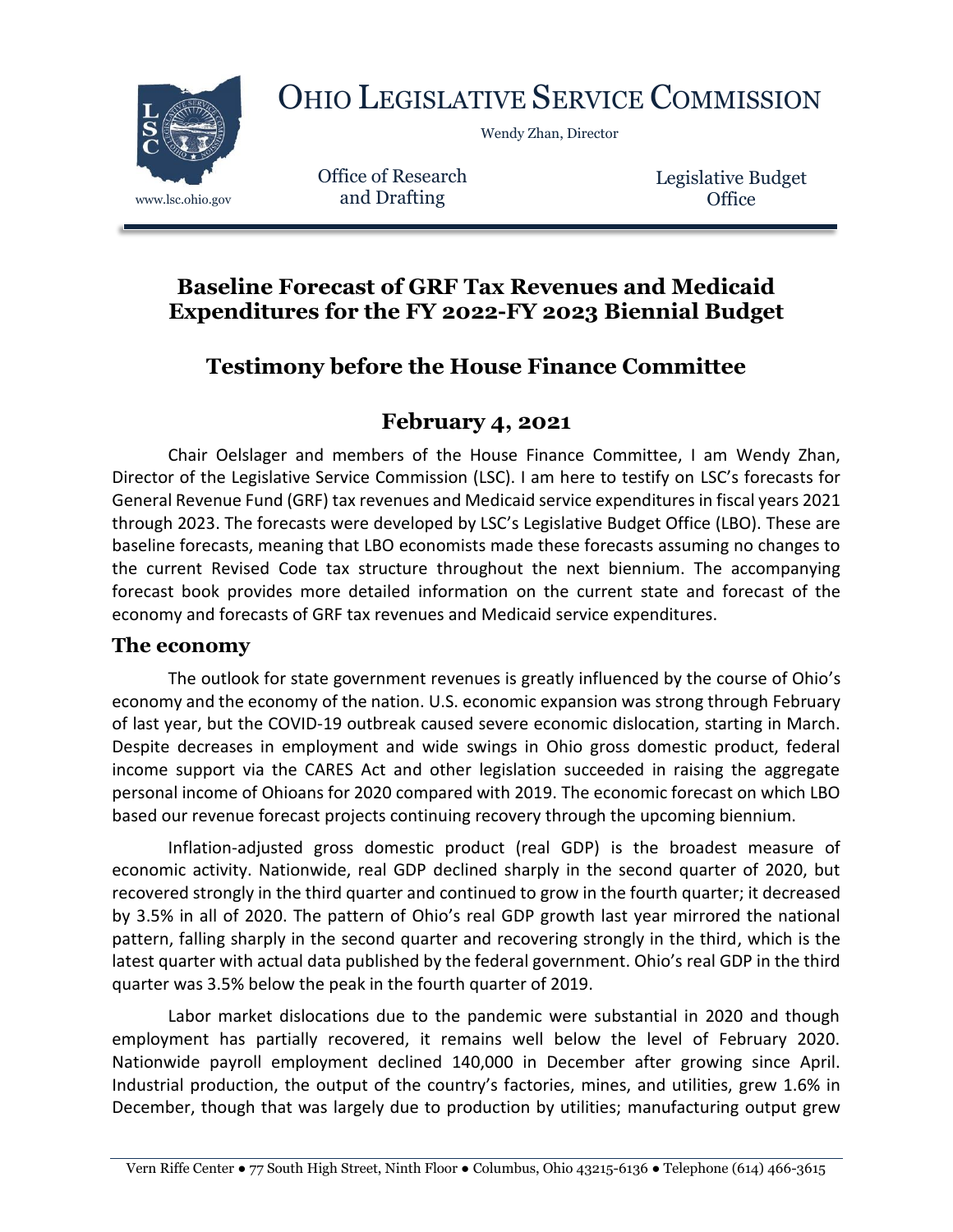# OHIO LEGISLATIVE SERVICE COMMISSION

Wendy Zhan, Director

www.lsc.ohio.gov

Office of Research and Drafting

Legislative Budget Office

## Baseline Forecast of GRF Tax Revenues and Medicaid Expenditures for the FY 2022-FY 2023 Biennial Budget

## Testimony before the House Finance Committee

## February 4, 2021

Chair Oelslager and members of the House Finance Committee, I am Wendy Zhan, Director of the Legislative Service Commission (LSC). I am here to testify on LSC's forecasts for General Revenue Fund (GRF) tax revenues and Medicaid service expenditures in fiscal years 2021 through 2023. The forecasts were developed by LSC's Legislative Budget Office (LBO). These are baseline forecasts, meaning that LBO economists made these forecasts assuming no changes to the current Revised Code tax structure throughout the next biennium. The accompanying forecast book provides more detailed information on the current state and forecast of the economy and forecasts of GRF tax revenues and Medicaid service expenditures.

### The economy

The outlook for state government revenues is greatly influenced by the course of Ohio's economy and the economy of the nation. U.S. economic expansion was strong through February of last year, but the COVID-19 outbreak caused severe economic dislocation, starting in March. Despite decreases in employment and wide swings in Ohio gross domestic product, federal income support via the CARES Act and other legislation succeeded in raising the aggregate personal income of Ohioans for 2020 compared with 2019. The economic forecast on which LBO based our revenue forecast projects continuing recovery through the upcoming biennium.

Inflation-adjusted gross domestic product (real GDP) is the broadest measure of economic activity. Nationwide, real GDP declined sharply in the second quarter of 2020, but recovered strongly in the third quarter and continued to grow in the fourth quarter; it decreased by 3.5% in all of 2020. The pattern of Ohio's real GDP growth last year mirrored the national pattern, falling sharply in the second quarter and recovering strongly in the third, which is the latest quarter with actual data published by the federal government. Ohio's real GDP in the third quarter was 3.5% below the peak in the fourth quarter of 2019.

Labor market dislocations due to the pandemic were substantial in 2020 and though employment has partially recovered, it remains well below the level of February 2020. Nationwide payroll employment declined 140,000 in December after growing since April. Industrial production, the output of the country's factories, mines, and utilities, grew 1.6% in December, though that was largely due to production by utilities; manufacturing output grew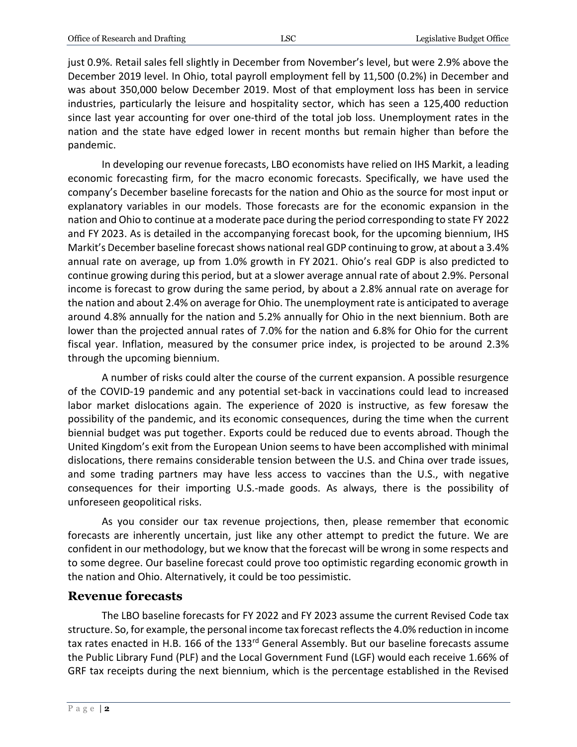just 0.9%. Retail sales fell slightly in December from November's level, but were 2.9% above the December 2019 level. In Ohio, total payroll employment fell by 11,500 (0.2%) in December and was about 350,000 below December 2019. Most of that employment loss has been in service industries, particularly the leisure and hospitality sector, which has seen a 125,400 reduction since last year accounting for over one-third of the total job loss. Unemployment rates in the nation and the state have edged lower in recent months but remain higher than before the pandemic.

In developing our revenue forecasts, LBO economists have relied on IHS Markit, a leading economic forecasting firm, for the macro economic forecasts. Specifically, we have used the company's December baseline forecasts for the nation and Ohio as the source for most input or explanatory variables in our models. Those forecasts are for the economic expansion in the nation and Ohio to continue at a moderate pace during the period corresponding to state FY 2022 and FY 2023. As is detailed in the accompanying forecast book, for the upcoming biennium, IHS Markit's December baseline forecast shows national real GDP continuing to grow, at about a 3.4% annual rate on average, up from 1.0% growth in FY 2021. Ohio's real GDP is also predicted to continue growing during this period, but at a slower average annual rate of about 2.9%. Personal income is forecast to grow during the same period, by about a 2.8% annual rate on average for the nation and about 2.4% on average for Ohio. The unemployment rate is anticipated to average around 4.8% annually for the nation and 5.2% annually for Ohio in the next biennium. Both are lower than the projected annual rates of 7.0% for the nation and 6.8% for Ohio for the current fiscal year. Inflation, measured by the consumer price index, is projected to be around 2.3% through the upcoming biennium.

A number of risks could alter the course of the current expansion. A possible resurgence of the COVID-19 pandemic and any potential set-back in vaccinations could lead to increased labor market dislocations again. The experience of 2020 is instructive, as few foresaw the possibility of the pandemic, and its economic consequences, during the time when the current biennial budget was put together. Exports could be reduced due to events abroad. Though the United Kingdom's exit from the European Union seems to have been accomplished with minimal dislocations, there remains considerable tension between the U.S. and China over trade issues, and some trading partners may have less access to vaccines than the U.S., with negative consequences for their importing U.S.-made goods. As always, there is the possibility of unforeseen geopolitical risks.

As you consider our tax revenue projections, then, please remember that economic forecasts are inherently uncertain, just like any other attempt to predict the future. We are confident in our methodology, but we know that the forecast will be wrong in some respects and to some degree. Our baseline forecast could prove too optimistic regarding economic growth in the nation and Ohio. Alternatively, it could be too pessimistic.

## Revenue forecasts

The LBO baseline forecasts for FY 2022 and FY 2023 assume the current Revised Code tax structure. So, for example, the personal income tax forecast reflects the 4.0% reduction in income tax rates enacted in H.B. 166 of the 133rd General Assembly. But our baseline forecasts assume the Public Library Fund (PLF) and the Local Government Fund (LGF) would each receive 1.66% of GRF tax receipts during the next biennium, which is the percentage established in the Revised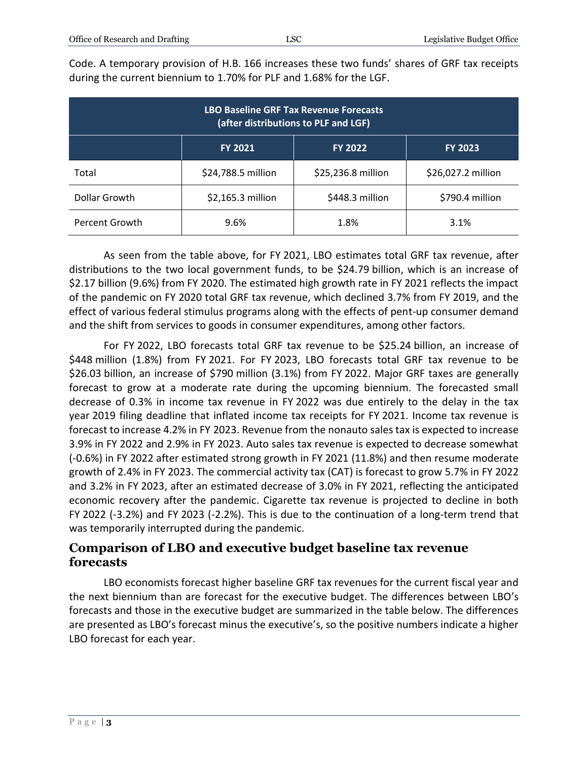Code. A temporary provision of H.B. 166 increases these two funds' shares of GRF tax receipts during the current biennium to 1.70% for PLF and 1.68% for the LGF.

| LBO Baseline GRF Tax Revenue Forecasts (after distributions to PLF and LGF) | | | |
|---|---|---|---|
| | FY 2021 | FY 2022 | FY 2023 |
| Total | $24,788.5 million | $25,236.8 million | $26,027.2 million |
| Dollar Growth | $2,165.3 million | $448.3 million | $790.4 million |
| Percent Growth | 9.6% | 1.8% | 3.1% |

As seen from the table above, for FY 2021, LBO estimates total GRF tax revenue, after distributions to the two local government funds, to be $24.79 billion, which is an increase of $2.17 billion (9.6%) from FY 2020. The estimated high growth rate in FY 2021 reflects the impact of the pandemic on FY 2020 total GRF tax revenue, which declined 3.7% from FY 2019, and the effect of various federal stimulus programs along with the effects of pent-up consumer demand and the shift from services to goods in consumer expenditures, among other factors.

For FY 2022, LBO forecasts total GRF tax revenue to be $25.24 billion, an increase of $448 million (1.8%) from FY 2021. For FY 2023, LBO forecasts total GRF tax revenue to be $26.03 billion, an increase of $790 million (3.1%) from FY 2022. Major GRF taxes are generally forecast to grow at a moderate rate during the upcoming biennium. The forecasted small decrease of 0.3% in income tax revenue in FY 2022 was due entirely to the delay in the tax year 2019 filing deadline that inflated income tax receipts for FY 2021. Income tax revenue is forecast to increase 4.2% in FY 2023. Revenue from the nonauto sales tax is expected to increase 3.9% in FY 2022 and 2.9% in FY 2023. Auto sales tax revenue is expected to decrease somewhat (-0.6%) in FY 2022 after estimated strong growth in FY 2021 (11.8%) and then resume moderate growth of 2.4% in FY 2023. The commercial activity tax (CAT) is forecast to grow 5.7% in FY 2022 and 3.2% in FY 2023, after an estimated decrease of 3.0% in FY 2021, reflecting the anticipated economic recovery after the pandemic. Cigarette tax revenue is projected to decline in both FY 2022 (-3.2%) and FY 2023 (-2.2%). This is due to the continuation of a long-term trend that was temporarily interrupted during the pandemic.

## Comparison of LBO and executive budget baseline tax revenue forecasts

LBO economists forecast higher baseline GRF tax revenues for the current fiscal year and the next biennium than are forecast for the executive budget. The differences between LBO's forecasts and those in the executive budget are summarized in the table below. The differences are presented as LBO's forecast minus the executive's, so the positive numbers indicate a higher LBO forecast for each year.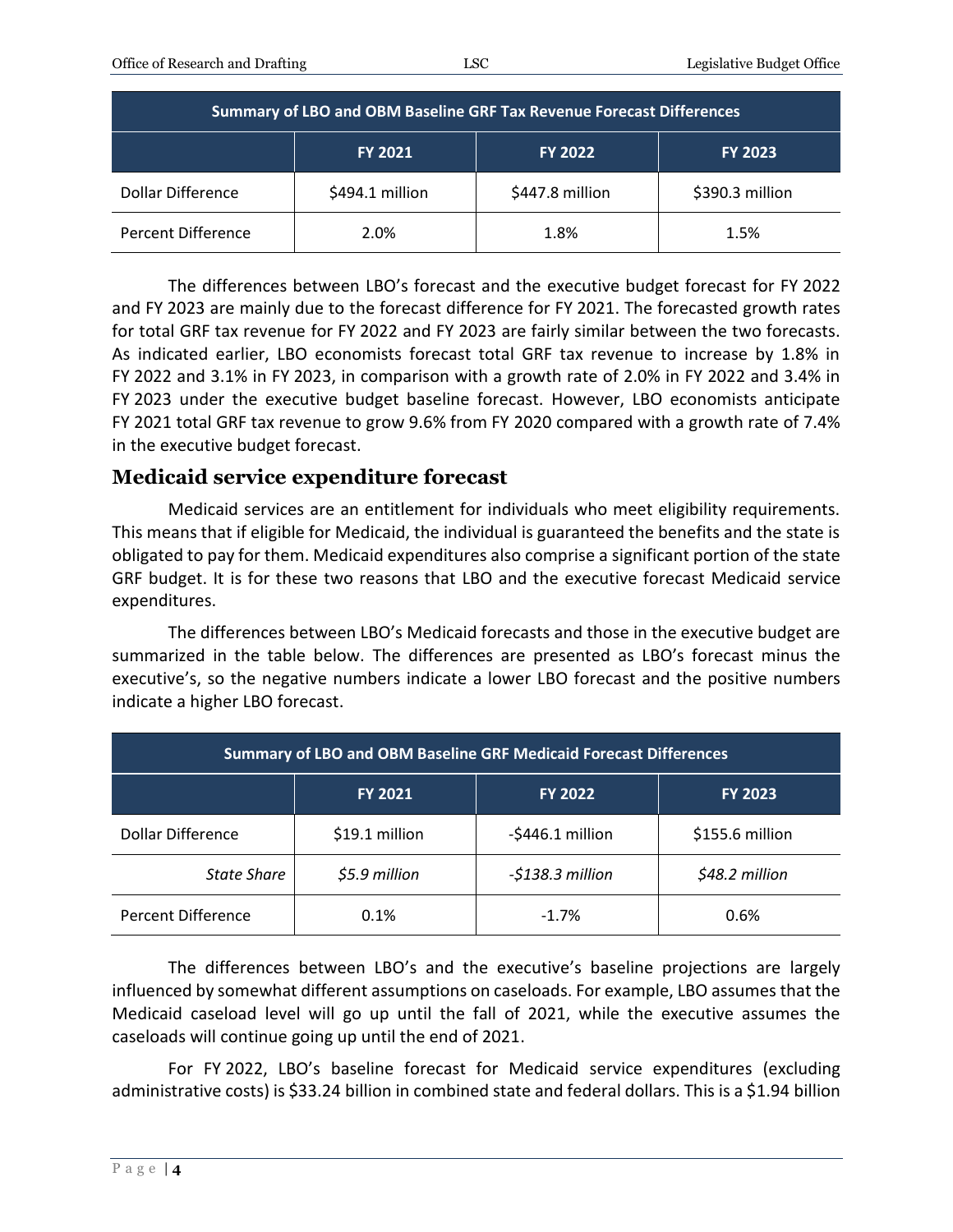| Summary of LBO and OBM Baseline GRF Tax Revenue Forecast Differences | | | |
|---|---|---|---|
| | FY 2021 | FY 2022 | FY 2023 |
| Dollar Difference | $494.1 million | $447.8 million | $390.3 million |
| Percent Difference | 2.0% | 1.8% | 1.5% |

The differences between LBO's forecast and the executive budget forecast for FY 2022 and FY 2023 are mainly due to the forecast difference for FY 2021. The forecasted growth rates for total GRF tax revenue for FY 2022 and FY 2023 are fairly similar between the two forecasts. As indicated earlier, LBO economists forecast total GRF tax revenue to increase by 1.8% in FY 2022 and 3.1% in FY 2023, in comparison with a growth rate of 2.0% in FY 2022 and 3.4% in FY 2023 under the executive budget baseline forecast. However, LBO economists anticipate FY 2021 total GRF tax revenue to grow 9.6% from FY 2020 compared with a growth rate of 7.4% in the executive budget forecast.

## Medicaid service expenditure forecast

Medicaid services are an entitlement for individuals who meet eligibility requirements. This means that if eligible for Medicaid, the individual is guaranteed the benefits and the state is obligated to pay for them. Medicaid expenditures also comprise a significant portion of the state GRF budget. It is for these two reasons that LBO and the executive forecast Medicaid service expenditures.

The differences between LBO's Medicaid forecasts and those in the executive budget are summarized in the table below. The differences are presented as LBO's forecast minus the executive's, so the negative numbers indicate a lower LBO forecast and the positive numbers indicate a higher LBO forecast.

| Summary of LBO and OBM Baseline GRF Medicaid Forecast Differences | | | |
|---|---|---|---|
| | FY 2021 | FY 2022 | FY 2023 |
| Dollar Difference | $19.1 million | -$446.1 million | $155.6 million |
| *State Share* | *$5.9 million* | *-$138.3 million* | *$48.2 million* |
| Percent Difference | 0.1% | -1.7% | 0.6% |

The differences between LBO's and the executive's baseline projections are largely influenced by somewhat different assumptions on caseloads. For example, LBO assumes that the Medicaid caseload level will go up until the fall of 2021, while the executive assumes the caseloads will continue going up until the end of 2021.

For FY 2022, LBO's baseline forecast for Medicaid service expenditures (excluding administrative costs) is $33.24 billion in combined state and federal dollars. This is a $1.94 billion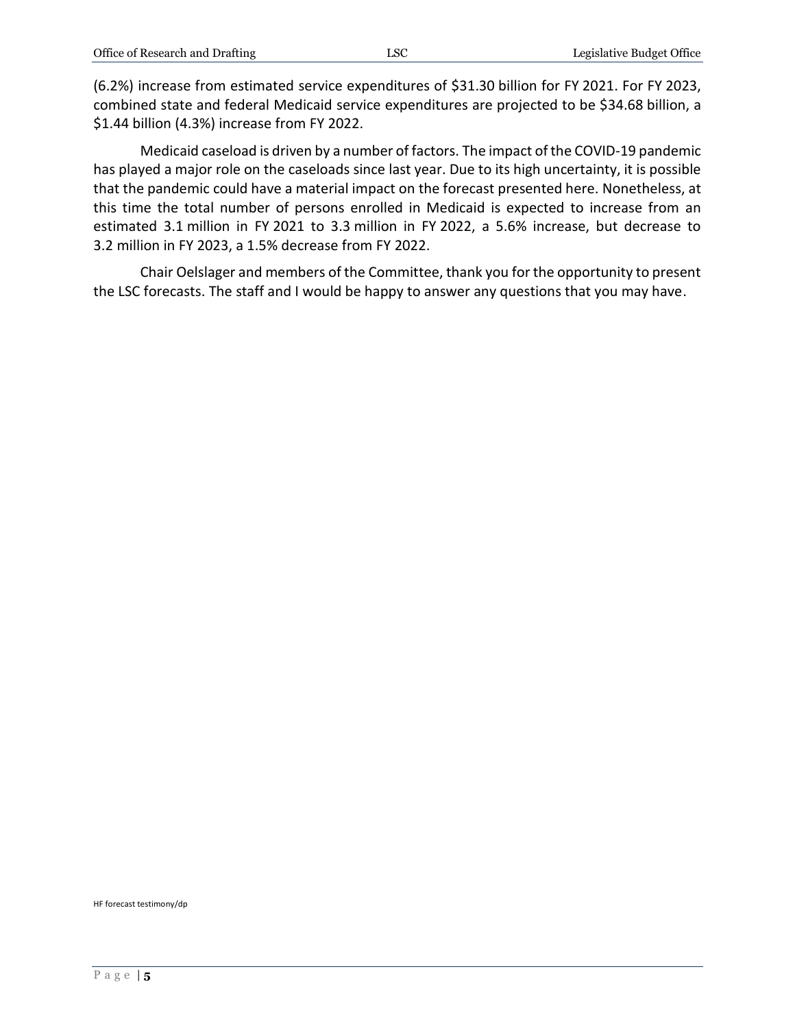(6.2%) increase from estimated service expenditures of $31.30 billion for FY 2021. For FY 2023, combined state and federal Medicaid service expenditures are projected to be $34.68 billion, a $1.44 billion (4.3%) increase from FY 2022.

Medicaid caseload is driven by a number of factors. The impact of the COVID-19 pandemic has played a major role on the caseloads since last year. Due to its high uncertainty, it is possible that the pandemic could have a material impact on the forecast presented here. Nonetheless, at this time the total number of persons enrolled in Medicaid is expected to increase from an estimated 3.1 million in FY 2021 to 3.3 million in FY 2022, a 5.6% increase, but decrease to 3.2 million in FY 2023, a 1.5% decrease from FY 2022.

Chair Oelslager and members of the Committee, thank you for the opportunity to present the LSC forecasts. The staff and I would be happy to answer any questions that you may have.

HF forecast testimony/dp